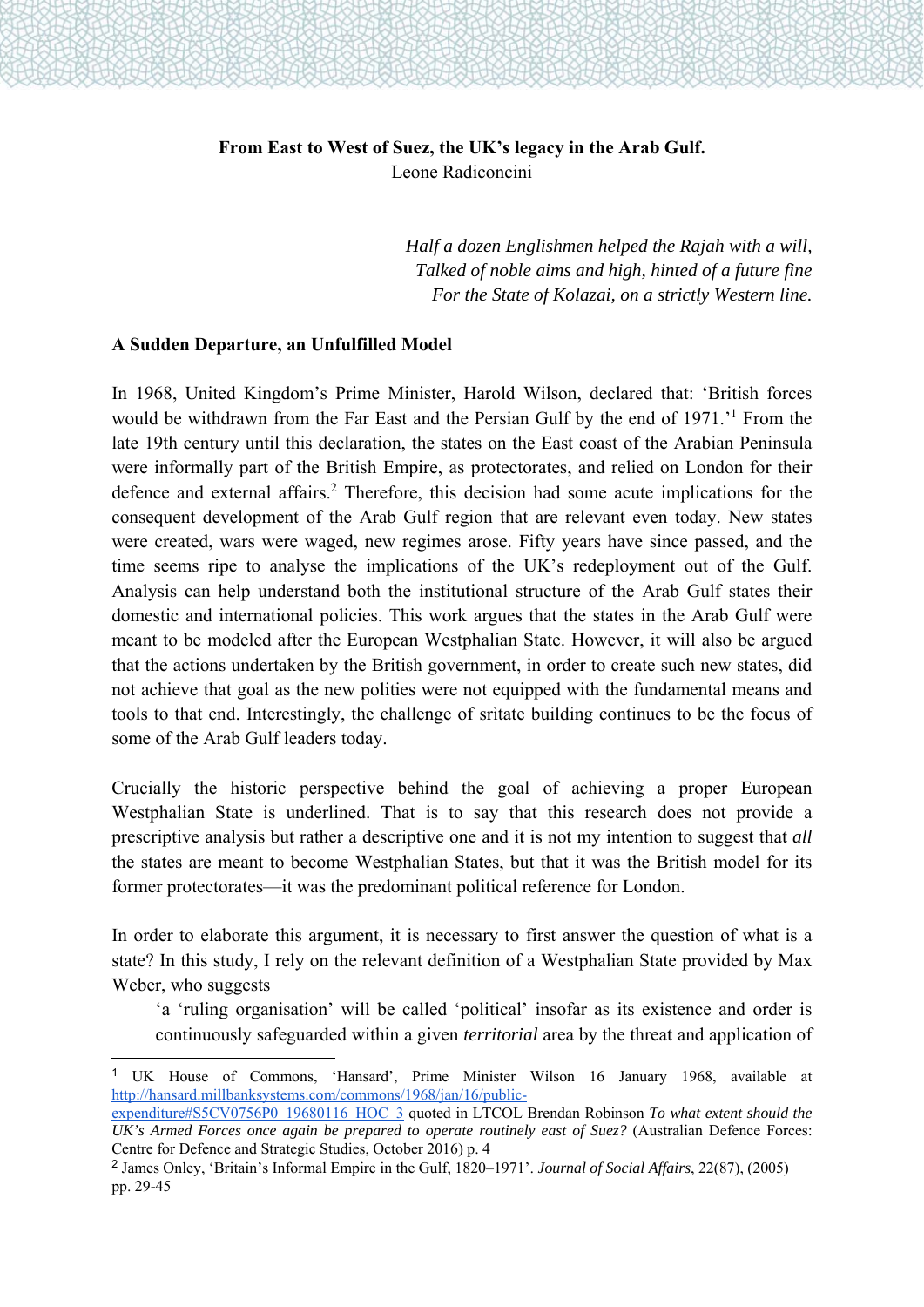**From East to West of Suez, the UK's legacy in the Arab Gulf.**
Leone Radiconcini

*Half a dozen Englishmen helped the Rajah with a will,*
*Talked of noble aims and high, hinted of a future fine*
*For the State of Kolazai, on a strictly Western line.*

## A Sudden Departure, an Unfulfilled Model

In 1968, United Kingdom's Prime Minister, Harold Wilson, declared that: 'British forces would be withdrawn from the Far East and the Persian Gulf by the end of 1971.'[1] From the late 19th century until this declaration, the states on the East coast of the Arabian Peninsula were informally part of the British Empire, as protectorates, and relied on London for their defence and external affairs.[2] Therefore, this decision had some acute implications for the consequent development of the Arab Gulf region that are relevant even today. New states were created, wars were waged, new regimes arose. Fifty years have since passed, and the time seems ripe to analyse the implications of the UK's redeployment out of the Gulf. Analysis can help understand both the institutional structure of the Arab Gulf states their domestic and international policies. This work argues that the states in the Arab Gulf were meant to be modeled after the European Westphalian State. However, it will also be argued that the actions undertaken by the British government, in order to create such new states, did not achieve that goal as the new polities were not equipped with the fundamental means and tools to that end. Interestingly, the challenge of sritate building continues to be the focus of some of the Arab Gulf leaders today.

Crucially the historic perspective behind the goal of achieving a proper European Westphalian State is underlined. That is to say that this research does not provide a prescriptive analysis but rather a descriptive one and it is not my intention to suggest that *all* the states are meant to become Westphalian States, but that it was the British model for its former protectorates—it was the predominant political reference for London.

In order to elaborate this argument, it is necessary to first answer the question of what is a state? In this study, I rely on the relevant definition of a Westphalian State provided by Max Weber, who suggests

> 'a 'ruling organisation' will be called 'political' insofar as its existence and order is continuously safeguarded within a given *territorial* area by the threat and application of

---

[1] UK House of Commons, 'Hansard', Prime Minister Wilson 16 January 1968, available at http://hansard.millbanksystems.com/commons/1968/jan/16/public-expenditure#S5CV0756P0_19680116_HOC_3 quoted in LTCOL Brendan Robinson *To what extent should the UK's Armed Forces once again be prepared to operate routinely east of Suez?* (Australian Defence Forces: Centre for Defence and Strategic Studies, October 2016) p. 4

[2] James Onley, 'Britain's Informal Empire in the Gulf, 1820–1971'. *Journal of Social Affairs*, 22(87), (2005) pp. 29-45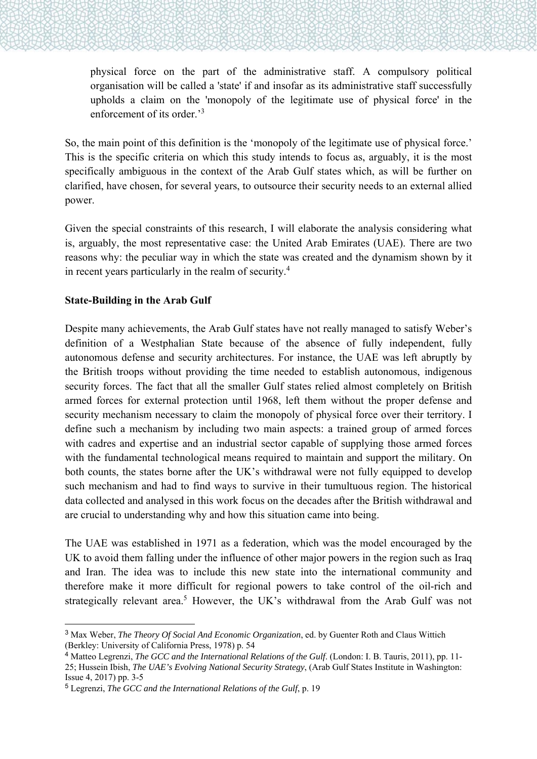> physical force on the part of the administrative staff. A compulsory political organisation will be called a 'state' if and insofar as its administrative staff successfully upholds a claim on the 'monopoly of the legitimate use of physical force' in the enforcement of its order.'[3]

So, the main point of this definition is the 'monopoly of the legitimate use of physical force.' This is the specific criteria on which this study intends to focus as, arguably, it is the most specifically ambiguous in the context of the Arab Gulf states which, as will be further on clarified, have chosen, for several years, to outsource their security needs to an external allied power.

Given the special constraints of this research, I will elaborate the analysis considering what is, arguably, the most representative case: the United Arab Emirates (UAE). There are two reasons why: the peculiar way in which the state was created and the dynamism shown by it in recent years particularly in the realm of security.[4]

**State-Building in the Arab Gulf**

Despite many achievements, the Arab Gulf states have not really managed to satisfy Weber's definition of a Westphalian State because of the absence of fully independent, fully autonomous defense and security architectures. For instance, the UAE was left abruptly by the British troops without providing the time needed to establish autonomous, indigenous security forces. The fact that all the smaller Gulf states relied almost completely on British armed forces for external protection until 1968, left them without the proper defense and security mechanism necessary to claim the monopoly of physical force over their territory. I define such a mechanism by including two main aspects: a trained group of armed forces with cadres and expertise and an industrial sector capable of supplying those armed forces with the fundamental technological means required to maintain and support the military. On both counts, the states borne after the UK's withdrawal were not fully equipped to develop such mechanism and had to find ways to survive in their tumultuous region. The historical data collected and analysed in this work focus on the decades after the British withdrawal and are crucial to understanding why and how this situation came into being.

The UAE was established in 1971 as a federation, which was the model encouraged by the UK to avoid them falling under the influence of other major powers in the region such as Iraq and Iran. The idea was to include this new state into the international community and therefore make it more difficult for regional powers to take control of the oil-rich and strategically relevant area.[5] However, the UK's withdrawal from the Arab Gulf was not

---

[3] Max Weber, *The Theory Of Social And Economic Organization*, ed. by Guenter Roth and Claus Wittich (Berkley: University of California Press, 1978) p. 54

[4] Matteo Legrenzi, *The GCC and the International Relations of the Gulf*. (London: I. B. Tauris, 2011), pp. 11-25; Hussein Ibish, *The UAE's Evolving National Security Strategy*, (Arab Gulf States Institute in Washington: Issue 4, 2017) pp. 3-5

[5] Legrenzi, *The GCC and the International Relations of the Gulf*, p. 19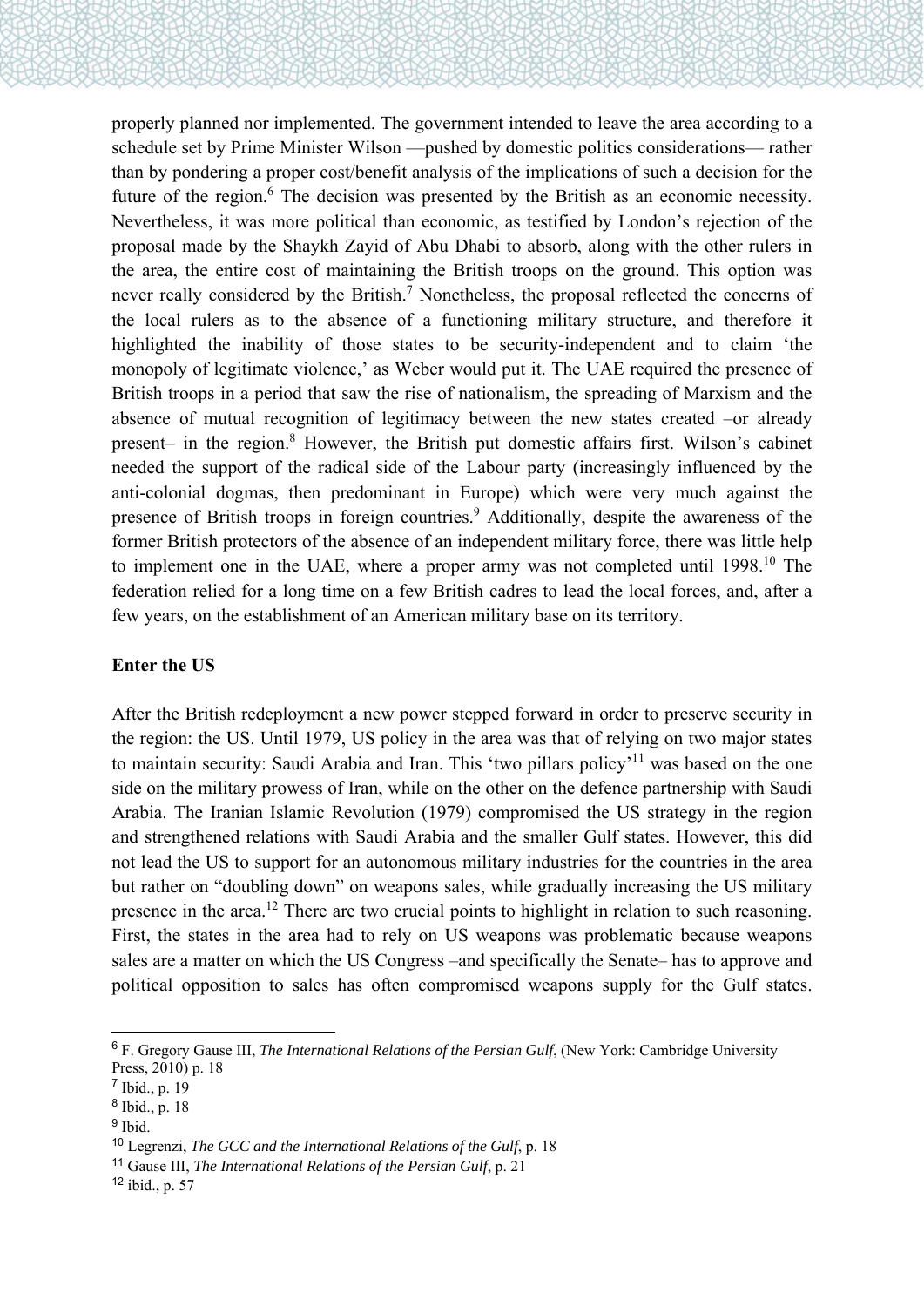properly planned nor implemented. The government intended to leave the area according to a schedule set by Prime Minister Wilson —pushed by domestic politics considerations— rather than by pondering a proper cost/benefit analysis of the implications of such a decision for the future of the region.[6] The decision was presented by the British as an economic necessity. Nevertheless, it was more political than economic, as testified by London's rejection of the proposal made by the Shaykh Zayid of Abu Dhabi to absorb, along with the other rulers in the area, the entire cost of maintaining the British troops on the ground. This option was never really considered by the British.[7] Nonetheless, the proposal reflected the concerns of the local rulers as to the absence of a functioning military structure, and therefore it highlighted the inability of those states to be security-independent and to claim 'the monopoly of legitimate violence,' as Weber would put it. The UAE required the presence of British troops in a period that saw the rise of nationalism, the spreading of Marxism and the absence of mutual recognition of legitimacy between the new states created –or already present– in the region.[8] However, the British put domestic affairs first. Wilson's cabinet needed the support of the radical side of the Labour party (increasingly influenced by the anti-colonial dogmas, then predominant in Europe) which were very much against the presence of British troops in foreign countries.[9] Additionally, despite the awareness of the former British protectors of the absence of an independent military force, there was little help to implement one in the UAE, where a proper army was not completed until 1998.[10] The federation relied for a long time on a few British cadres to lead the local forces, and, after a few years, on the establishment of an American military base on its territory.

**Enter the US**

After the British redeployment a new power stepped forward in order to preserve security in the region: the US. Until 1979, US policy in the area was that of relying on two major states to maintain security: Saudi Arabia and Iran. This 'two pillars policy'[11] was based on the one side on the military prowess of Iran, while on the other on the defence partnership with Saudi Arabia. The Iranian Islamic Revolution (1979) compromised the US strategy in the region and strengthened relations with Saudi Arabia and the smaller Gulf states. However, this did not lead the US to support for an autonomous military industries for the countries in the area but rather on "doubling down" on weapons sales, while gradually increasing the US military presence in the area.[12] There are two crucial points to highlight in relation to such reasoning. First, the states in the area had to rely on US weapons was problematic because weapons sales are a matter on which the US Congress –and specifically the Senate– has to approve and political opposition to sales has often compromised weapons supply for the Gulf states.

---

[6] F. Gregory Gause III, *The International Relations of the Persian Gulf*, (New York: Cambridge University Press, 2010) p. 18

[7] Ibid., p. 19

[8] Ibid., p. 18

[9] Ibid.

[10] Legrenzi, *The GCC and the International Relations of the Gulf*, p. 18

[11] Gause III, *The International Relations of the Persian Gulf*, p. 21

[12] ibid., p. 57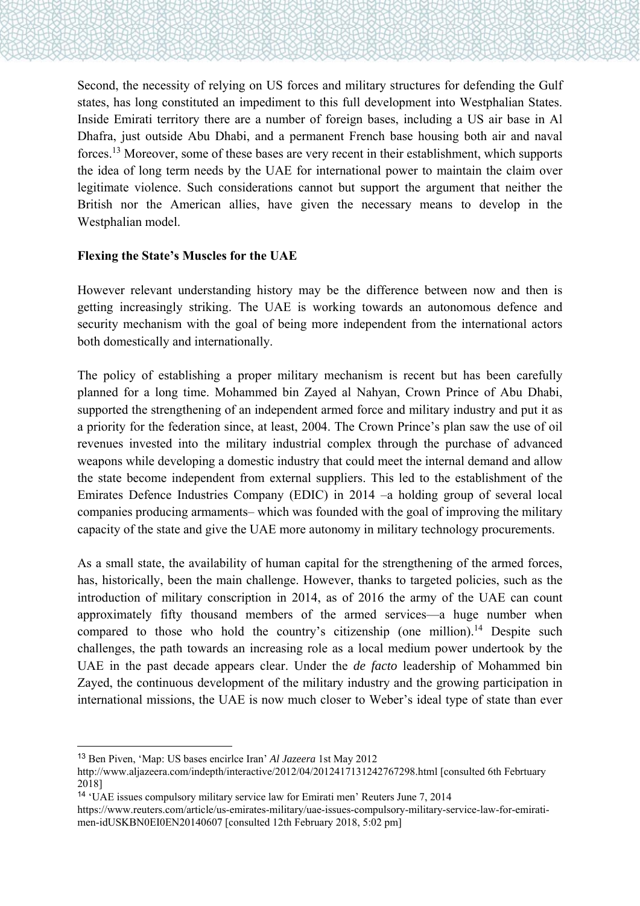Second, the necessity of relying on US forces and military structures for defending the Gulf states, has long constituted an impediment to this full development into Westphalian States. Inside Emirati territory there are a number of foreign bases, including a US air base in Al Dhafra, just outside Abu Dhabi, and a permanent French base housing both air and naval forces.[13] Moreover, some of these bases are very recent in their establishment, which supports the idea of long term needs by the UAE for international power to maintain the claim over legitimate violence. Such considerations cannot but support the argument that neither the British nor the American allies, have given the necessary means to develop in the Westphalian model.

**Flexing the State's Muscles for the UAE**

However relevant understanding history may be the difference between now and then is getting increasingly striking. The UAE is working towards an autonomous defence and security mechanism with the goal of being more independent from the international actors both domestically and internationally.

The policy of establishing a proper military mechanism is recent but has been carefully planned for a long time. Mohammed bin Zayed al Nahyan, Crown Prince of Abu Dhabi, supported the strengthening of an independent armed force and military industry and put it as a priority for the federation since, at least, 2004. The Crown Prince's plan saw the use of oil revenues invested into the military industrial complex through the purchase of advanced weapons while developing a domestic industry that could meet the internal demand and allow the state become independent from external suppliers. This led to the establishment of the Emirates Defence Industries Company (EDIC) in 2014 –a holding group of several local companies producing armaments– which was founded with the goal of improving the military capacity of the state and give the UAE more autonomy in military technology procurements.

As a small state, the availability of human capital for the strengthening of the armed forces, has, historically, been the main challenge. However, thanks to targeted policies, such as the introduction of military conscription in 2014, as of 2016 the army of the UAE can count approximately fifty thousand members of the armed services—a huge number when compared to those who hold the country's citizenship (one million).[14] Despite such challenges, the path towards an increasing role as a local medium power undertook by the UAE in the past decade appears clear. Under the *de facto* leadership of Mohammed bin Zayed, the continuous development of the military industry and the growing participation in international missions, the UAE is now much closer to Weber's ideal type of state than ever

---

[13] Ben Piven, 'Map: US bases encirlce Iran' *Al Jazeera* 1st May 2012 http://www.aljazeera.com/indepth/interactive/2012/04/2012417131242767298.html [consulted 6th Febrtuary 2018]

[14] 'UAE issues compulsory military service law for Emirati men' Reuters June 7, 2014 https://www.reuters.com/article/us-emirates-military/uae-issues-compulsory-military-service-law-for-emirati-men-idUSKBN0EI0EN20140607 [consulted 12th February 2018, 5:02 pm]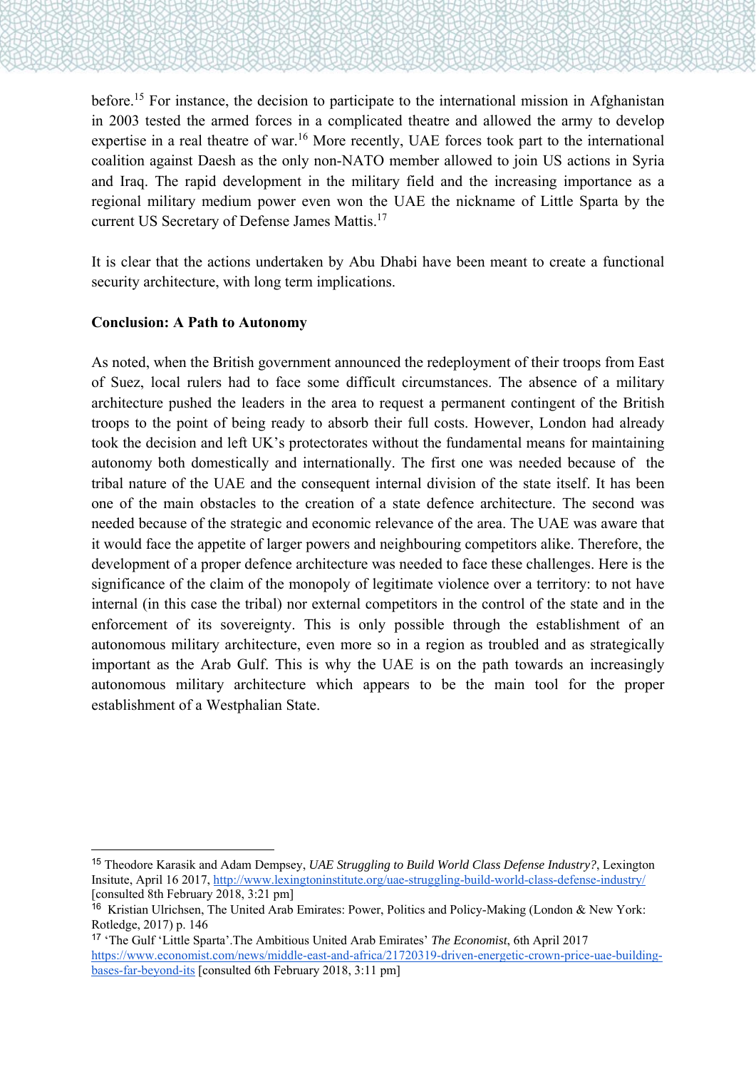before.[15] For instance, the decision to participate to the international mission in Afghanistan in 2003 tested the armed forces in a complicated theatre and allowed the army to develop expertise in a real theatre of war.[16] More recently, UAE forces took part to the international coalition against Daesh as the only non-NATO member allowed to join US actions in Syria and Iraq. The rapid development in the military field and the increasing importance as a regional military medium power even won the UAE the nickname of Little Sparta by the current US Secretary of Defense James Mattis.[17]

It is clear that the actions undertaken by Abu Dhabi have been meant to create a functional security architecture, with long term implications.

**Conclusion: A Path to Autonomy**

As noted, when the British government announced the redeployment of their troops from East of Suez, local rulers had to face some difficult circumstances. The absence of a military architecture pushed the leaders in the area to request a permanent contingent of the British troops to the point of being ready to absorb their full costs. However, London had already took the decision and left UK's protectorates without the fundamental means for maintaining autonomy both domestically and internationally. The first one was needed because of the tribal nature of the UAE and the consequent internal division of the state itself. It has been one of the main obstacles to the creation of a state defence architecture. The second was needed because of the strategic and economic relevance of the area. The UAE was aware that it would face the appetite of larger powers and neighbouring competitors alike. Therefore, the development of a proper defence architecture was needed to face these challenges. Here is the significance of the claim of the monopoly of legitimate violence over a territory: to not have internal (in this case the tribal) nor external competitors in the control of the state and in the enforcement of its sovereignty. This is only possible through the establishment of an autonomous military architecture, even more so in a region as troubled and as strategically important as the Arab Gulf. This is why the UAE is on the path towards an increasingly autonomous military architecture which appears to be the main tool for the proper establishment of a Westphalian State.

---

[15] Theodore Karasik and Adam Dempsey, *UAE Struggling to Build World Class Defense Industry?*, Lexington Insitute, April 16 2017, http://www.lexingtoninstitute.org/uae-struggling-build-world-class-defense-industry/ [consulted 8th February 2018, 3:21 pm]

[16] Kristian Ulrichsen, The United Arab Emirates: Power, Politics and Policy-Making (London & New York: Rotledge, 2017) p. 146

[17] 'The Gulf 'Little Sparta'.The Ambitious United Arab Emirates' *The Economist*, 6th April 2017 https://www.economist.com/news/middle-east-and-africa/21720319-driven-energetic-crown-price-uae-building-bases-far-beyond-its [consulted 6th February 2018, 3:11 pm]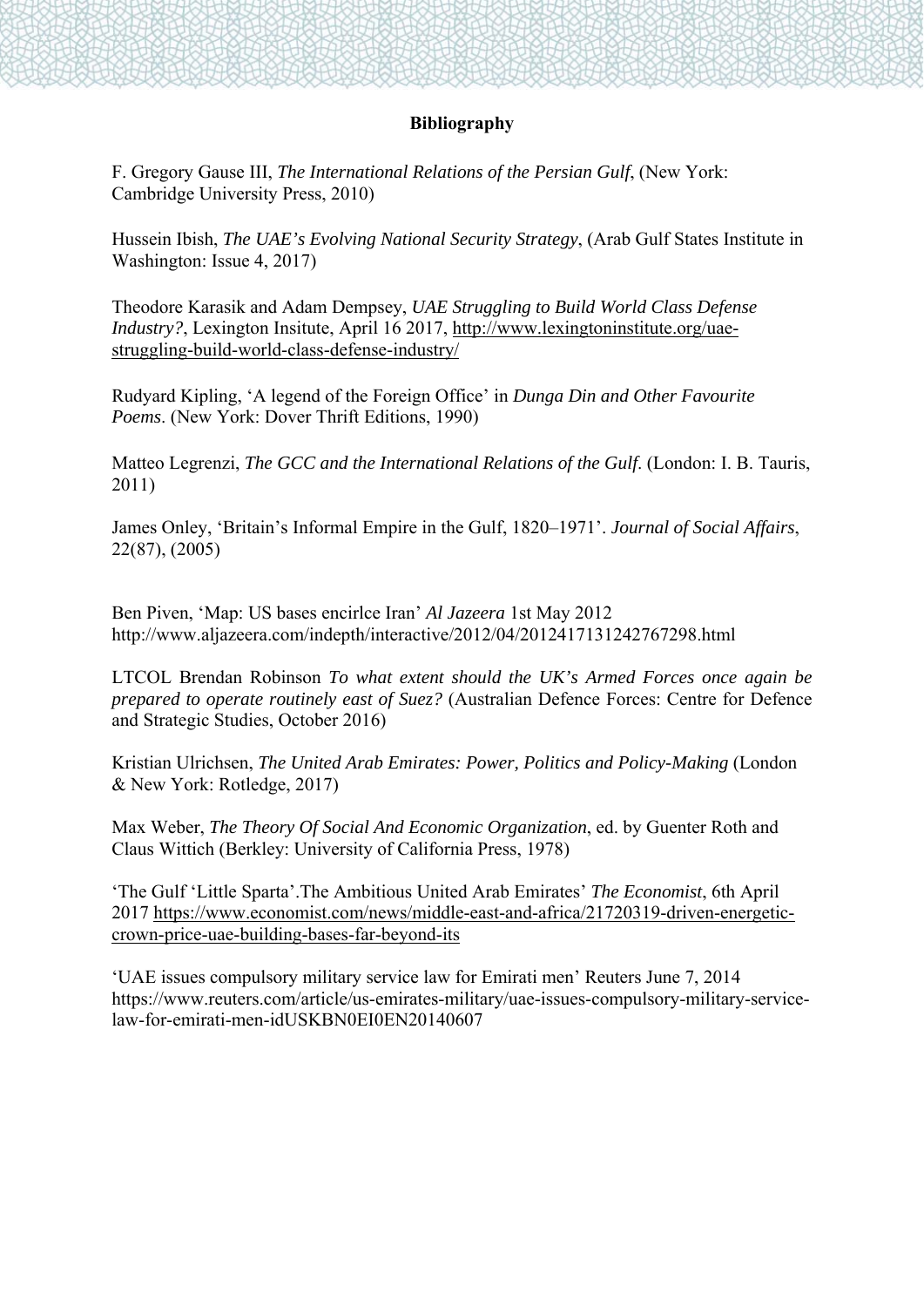**Bibliography**

F. Gregory Gause III, *The International Relations of the Persian Gulf*, (New York: Cambridge University Press, 2010)

Hussein Ibish, *The UAE's Evolving National Security Strategy*, (Arab Gulf States Institute in Washington: Issue 4, 2017)

Theodore Karasik and Adam Dempsey, *UAE Struggling to Build World Class Defense Industry?*, Lexington Insitute, April 16 2017, http://www.lexingtoninstitute.org/uae-struggling-build-world-class-defense-industry/

Rudyard Kipling, 'A legend of the Foreign Office' in *Dunga Din and Other Favourite Poems*. (New York: Dover Thrift Editions, 1990)

Matteo Legrenzi, *The GCC and the International Relations of the Gulf*. (London: I. B. Tauris, 2011)

James Onley, 'Britain's Informal Empire in the Gulf, 1820–1971'. *Journal of Social Affairs*, 22(87), (2005)

Ben Piven, 'Map: US bases encirlce Iran' *Al Jazeera* 1st May 2012 http://www.aljazeera.com/indepth/interactive/2012/04/2012417131242767298.html

LTCOL Brendan Robinson *To what extent should the UK's Armed Forces once again be prepared to operate routinely east of Suez?* (Australian Defence Forces: Centre for Defence and Strategic Studies, October 2016)

Kristian Ulrichsen, *The United Arab Emirates: Power, Politics and Policy-Making* (London & New York: Rotledge, 2017)

Max Weber, *The Theory Of Social And Economic Organization*, ed. by Guenter Roth and Claus Wittich (Berkley: University of California Press, 1978)

'The Gulf 'Little Sparta'.The Ambitious United Arab Emirates' *The Economist*, 6th April 2017 https://www.economist.com/news/middle-east-and-africa/21720319-driven-energetic-crown-price-uae-building-bases-far-beyond-its

'UAE issues compulsory military service law for Emirati men' Reuters June 7, 2014 https://www.reuters.com/article/us-emirates-military/uae-issues-compulsory-military-service-law-for-emirati-men-idUSKBN0EI0EN20140607